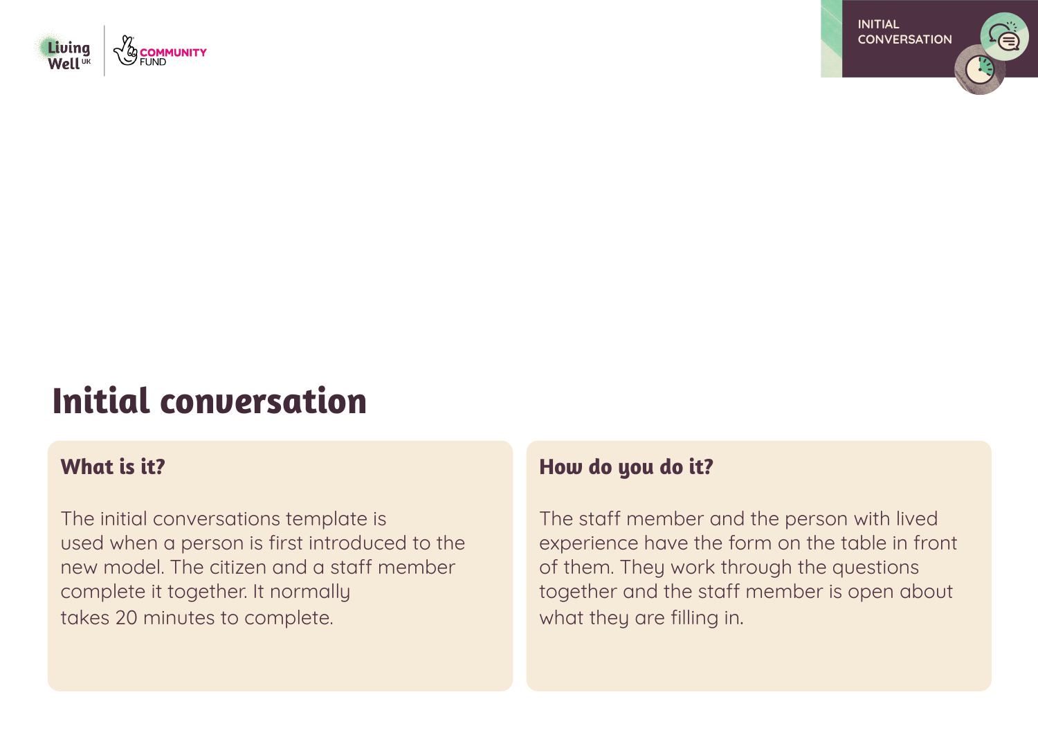# Initial conversation

## What is it?

The initial conversations template is used when a person is first introduced to the new model. The citizen and a staff member complete it together. It normally takes 20 minutes to complete.

## How do you do it?

The staff member and the person with lived experience have the form on the table in front of them. They work through the questions together and the staff member is open about what they are filling in.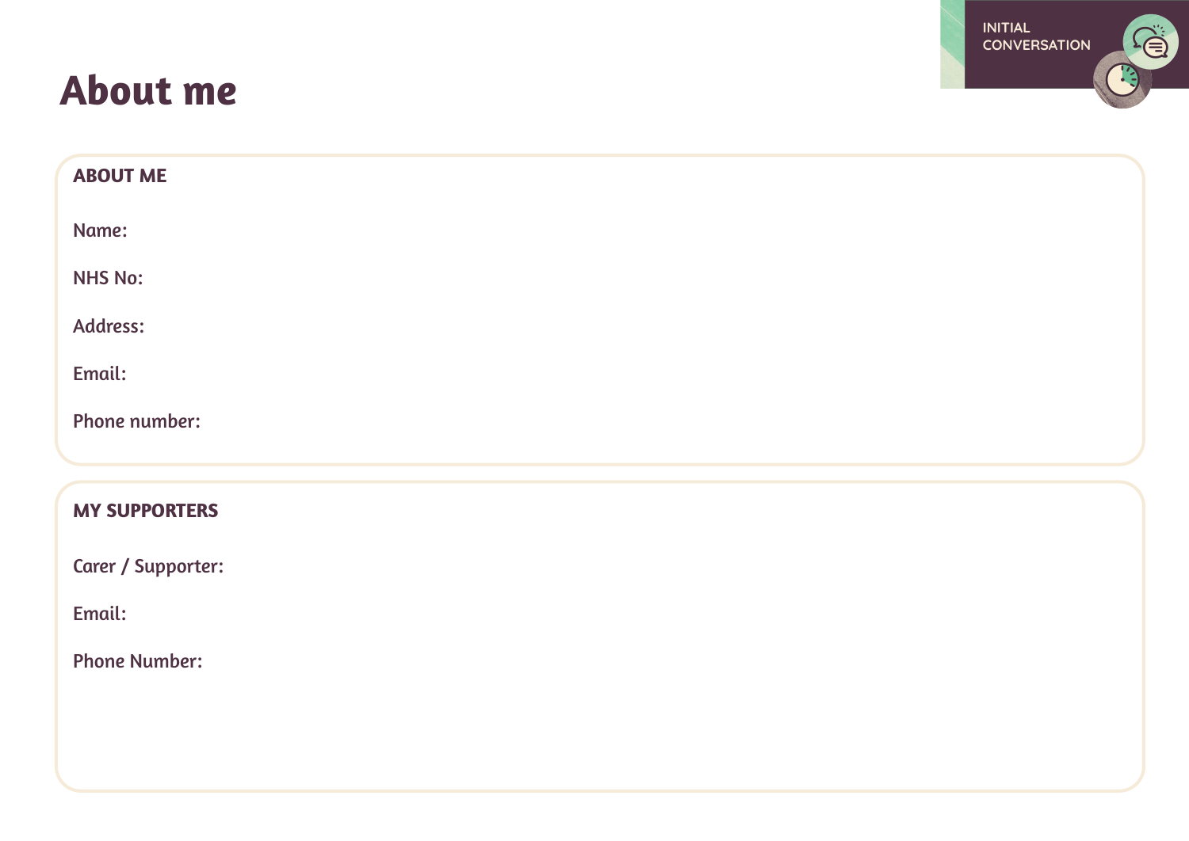INITIAL CONVERSATION

# About me

## ABOUT ME

Name:

NHS No:

Address:

Email:

Phone number:

## MY SUPPORTERS

Carer / Supporter:

Email:

Phone Number: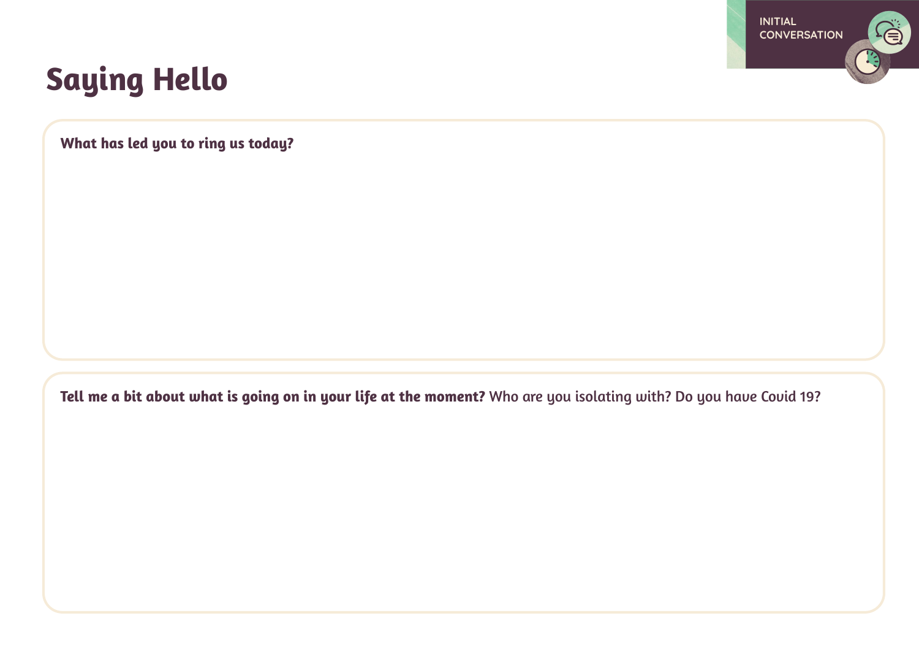INITIAL CONVERSATION

# Saying Hello

**What has led you to ring us today?**

**Tell me a bit about what is going on in your life at the moment?** Who are you isolating with? Do you have Covid 19?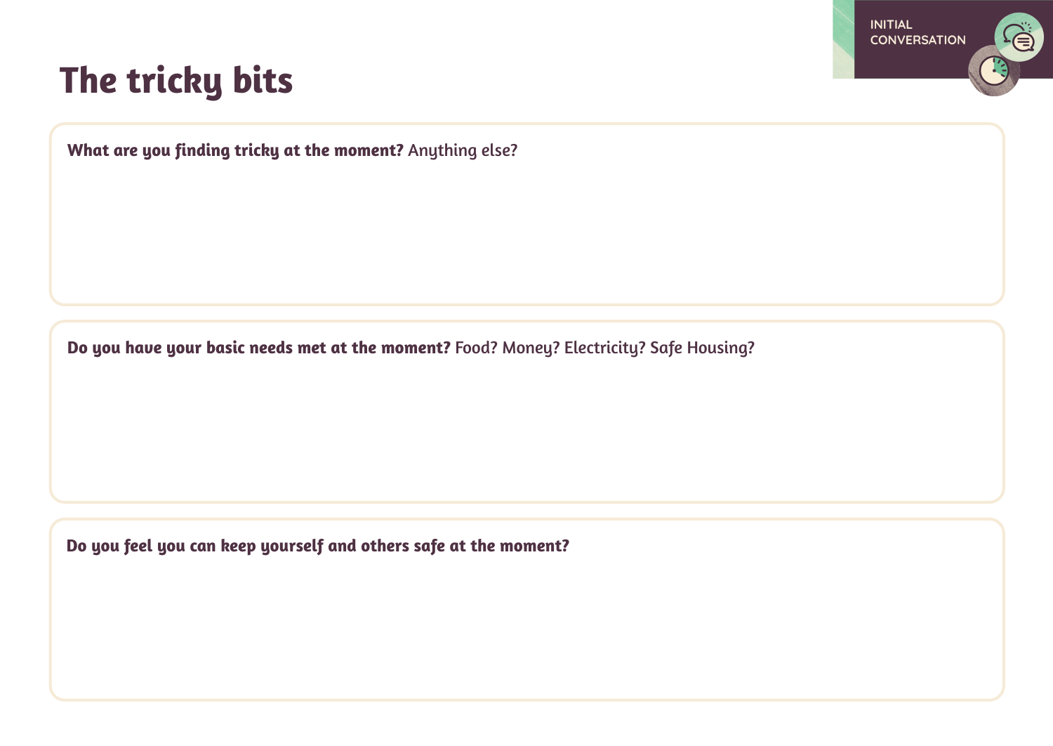# The tricky bits

**What are you finding tricky at the moment?** Anything else?

**Do you have your basic needs met at the moment?** Food? Money? Electricity? Safe Housing?

**Do you feel you can keep yourself and others safe at the moment?**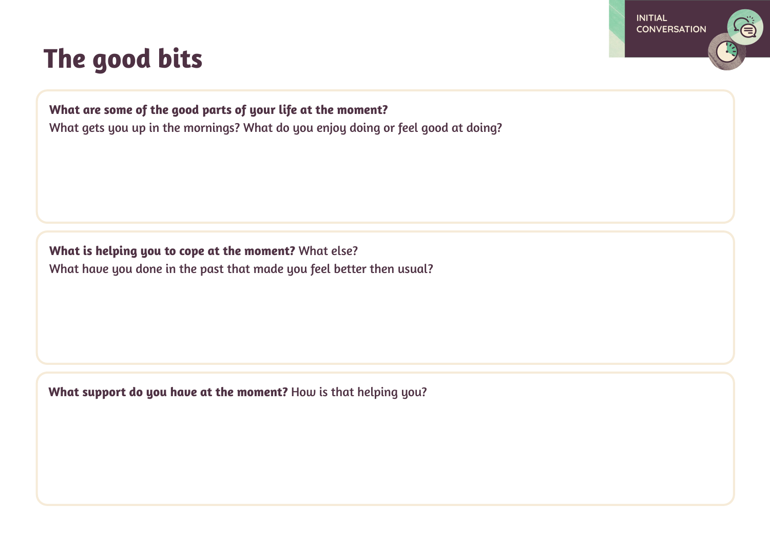# The good bits

**What are some of the good parts of your life at the moment?**
What gets you up in the mornings? What do you enjoy doing or feel good at doing?

**What is helping you to cope at the moment?** What else?
What have you done in the past that made you feel better then usual?

**What support do you have at the moment?** How is that helping you?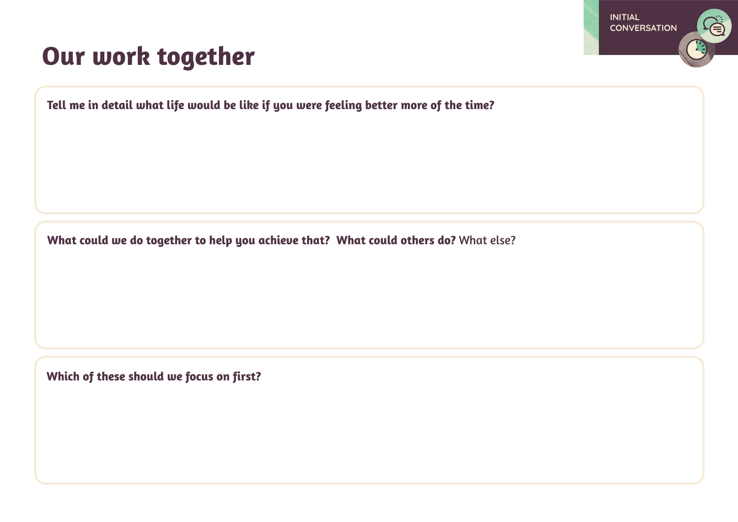INITIAL CONVERSATION

# Our work together

**Tell me in detail what life would be like if you were feeling better more of the time?**

**What could we do together to help you achieve that? What could others do?** What else?

**Which of these should we focus on first?**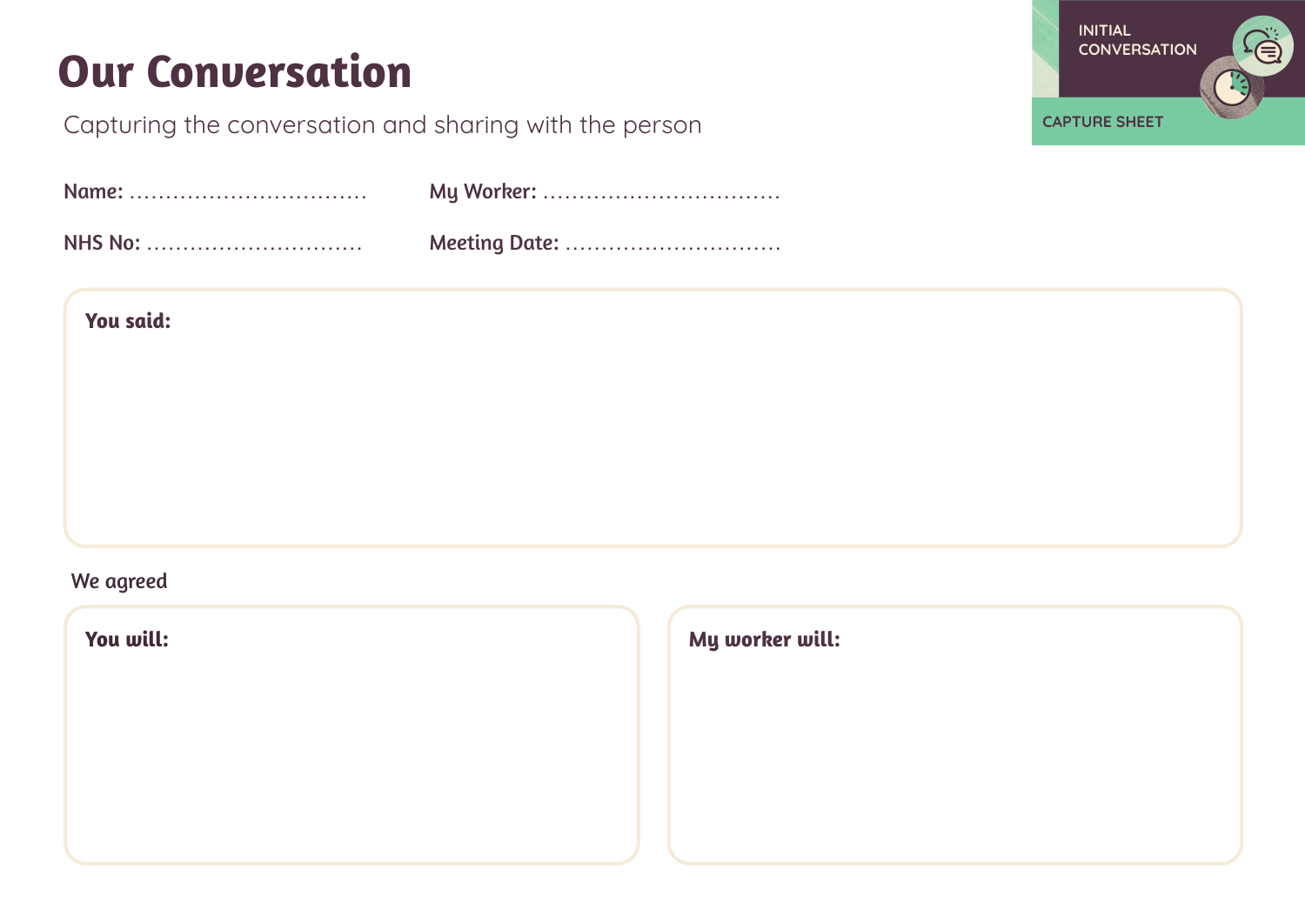INITIAL CONVERSATION

CAPTURE SHEET

# Our Conversation

Capturing the conversation and sharing with the person

**Name:** ................................

**My Worker:** ................................

**NHS No:** ..............................

**Meeting Date:** ..............................

**You said:**

We agreed

**You will:**

**My worker will:**